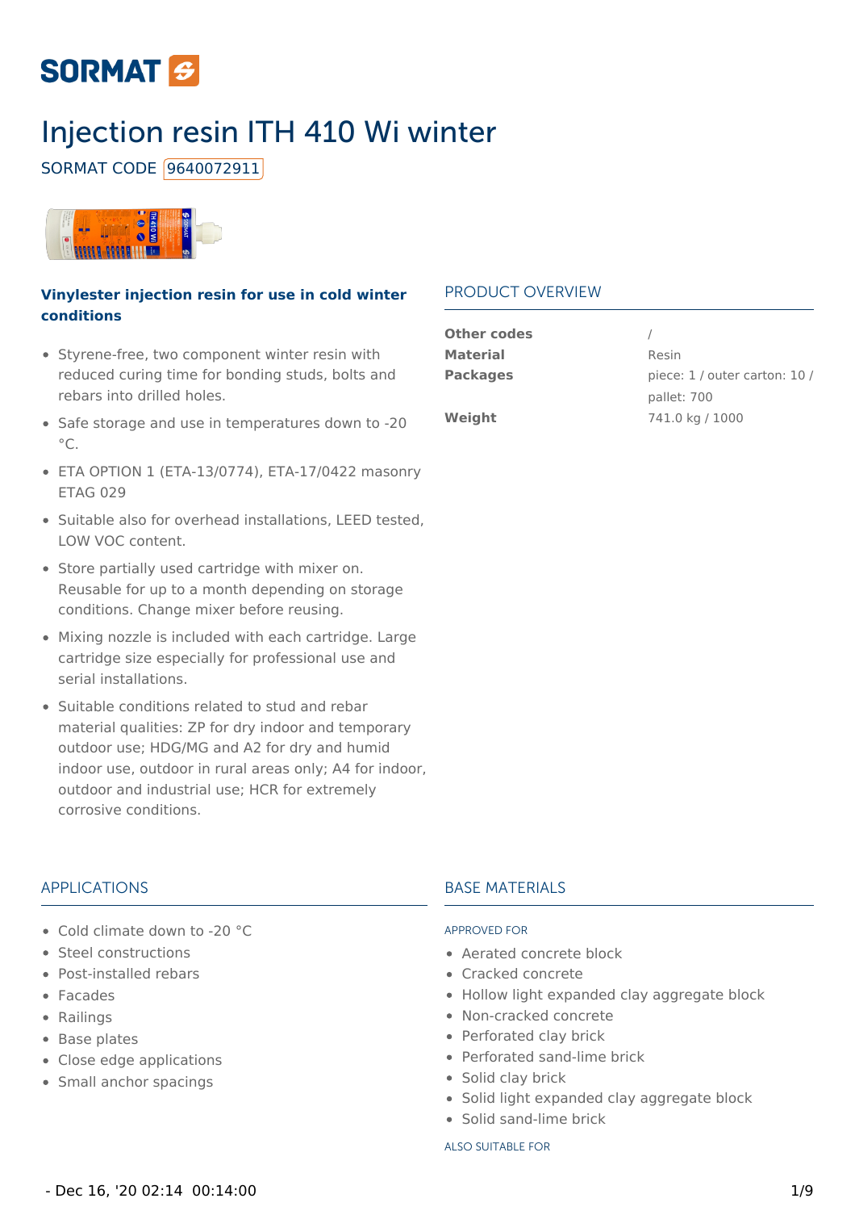SORMAT

# Injection resin ITH 410 Wi winter

SORMAT CODE 9640072911

**Vinylester injection resin for use in cold winter conditions**

- Styrene-free, two component winter resin with reduced curing time for bonding studs, bolts and rebars into drilled holes.
- Safe storage and use in temperatures down to -20 °C.
- ETA OPTION 1 (ETA-13/0774), ETA-17/0422 masonry ETAG 029
- Suitable also for overhead installations, LEED tested, LOW VOC content.
- Store partially used cartridge with mixer on. Reusable for up to a month depending on storage conditions. Change mixer before reusing.
- Mixing nozzle is included with each cartridge. Large cartridge size especially for professional use and serial installations.
- Suitable conditions related to stud and rebar material qualities: ZP for dry indoor and temporary outdoor use; HDG/MG and A2 for dry and humid indoor use, outdoor in rural areas only; A4 for indoor, outdoor and industrial use; HCR for extremely corrosive conditions.

## PRODUCT OVERVIEW

| | |
|---|---|
| **Other codes** | / |
| **Material** | Resin |
| **Packages** | piece: 1 / outer carton: 10 / pallet: 700 |
| **Weight** | 741.0 kg / 1000 |

## APPLICATIONS

- Cold climate down to -20 °C
- Steel constructions
- Post-installed rebars
- Facades
- Railings
- Base plates
- Close edge applications
- Small anchor spacings

## BASE MATERIALS

APPROVED FOR

- Aerated concrete block
- Cracked concrete
- Hollow light expanded clay aggregate block
- Non-cracked concrete
- Perforated clay brick
- Perforated sand-lime brick
- Solid clay brick
- Solid light expanded clay aggregate block
- Solid sand-lime brick

ALSO SUITABLE FOR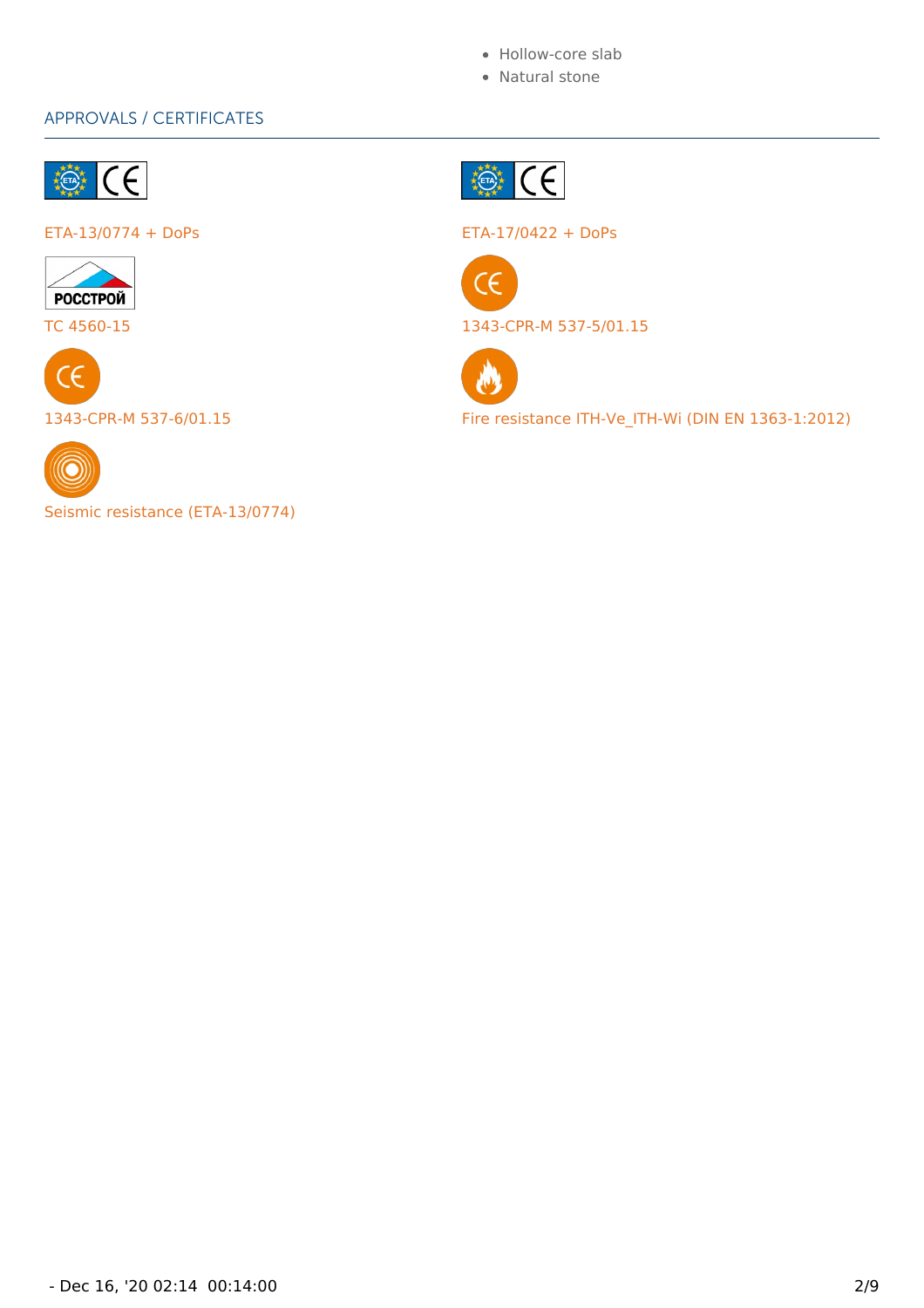- Hollow-core slab
- Natural stone

## APPROVALS / CERTIFICATES

ETA-13/0774 + DoPs

TC 4560-15

1343-CPR-M 537-6/01.15

Seismic resistance (ETA-13/0774)

ETA-17/0422 + DoPs

1343-CPR-M 537-5/01.15

Fire resistance ITH-Ve_ITH-Wi (DIN EN 1363-1:2012)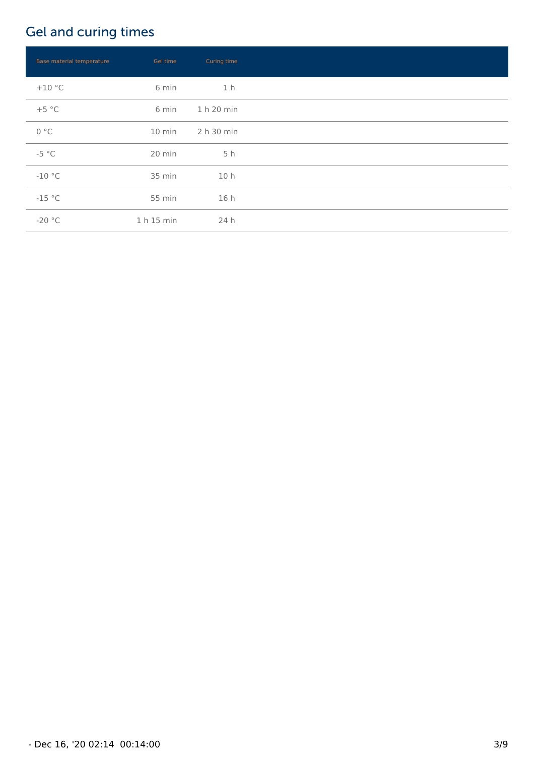## Gel and curing times

| Base material temperature | Gel time | Curing time |
|---|---|---|
| +10 °C | 6 min | 1 h |
| +5 °C | 6 min | 1 h 20 min |
| 0 °C | 10 min | 2 h 30 min |
| -5 °C | 20 min | 5 h |
| -10 °C | 35 min | 10 h |
| -15 °C | 55 min | 16 h |
| -20 °C | 1 h 15 min | 24 h |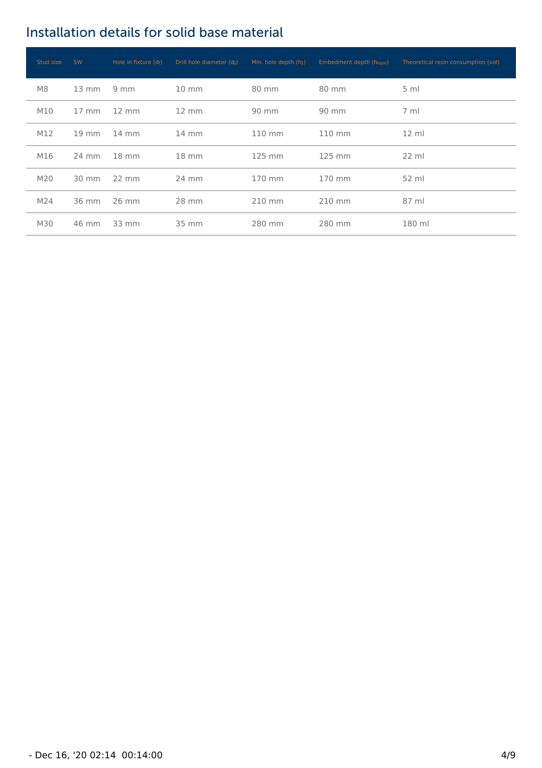## Installation details for solid base material

| Stud size | SW | Hole in fixture ($d_f$) | Drill hole diameter ($d_0$) | Min. hole depth ($h_1$) | Embedment depth ($h_{nom}$) | Theoretical resin consumption (vol) |
|---|---|---|---|---|---|---|
| M8 | 13 mm | 9 mm | 10 mm | 80 mm | 80 mm | 5 ml |
| M10 | 17 mm | 12 mm | 12 mm | 90 mm | 90 mm | 7 ml |
| M12 | 19 mm | 14 mm | 14 mm | 110 mm | 110 mm | 12 ml |
| M16 | 24 mm | 18 mm | 18 mm | 125 mm | 125 mm | 22 ml |
| M20 | 30 mm | 22 mm | 24 mm | 170 mm | 170 mm | 52 ml |
| M24 | 36 mm | 26 mm | 28 mm | 210 mm | 210 mm | 87 ml |
| M30 | 46 mm | 33 mm | 35 mm | 280 mm | 280 mm | 180 ml |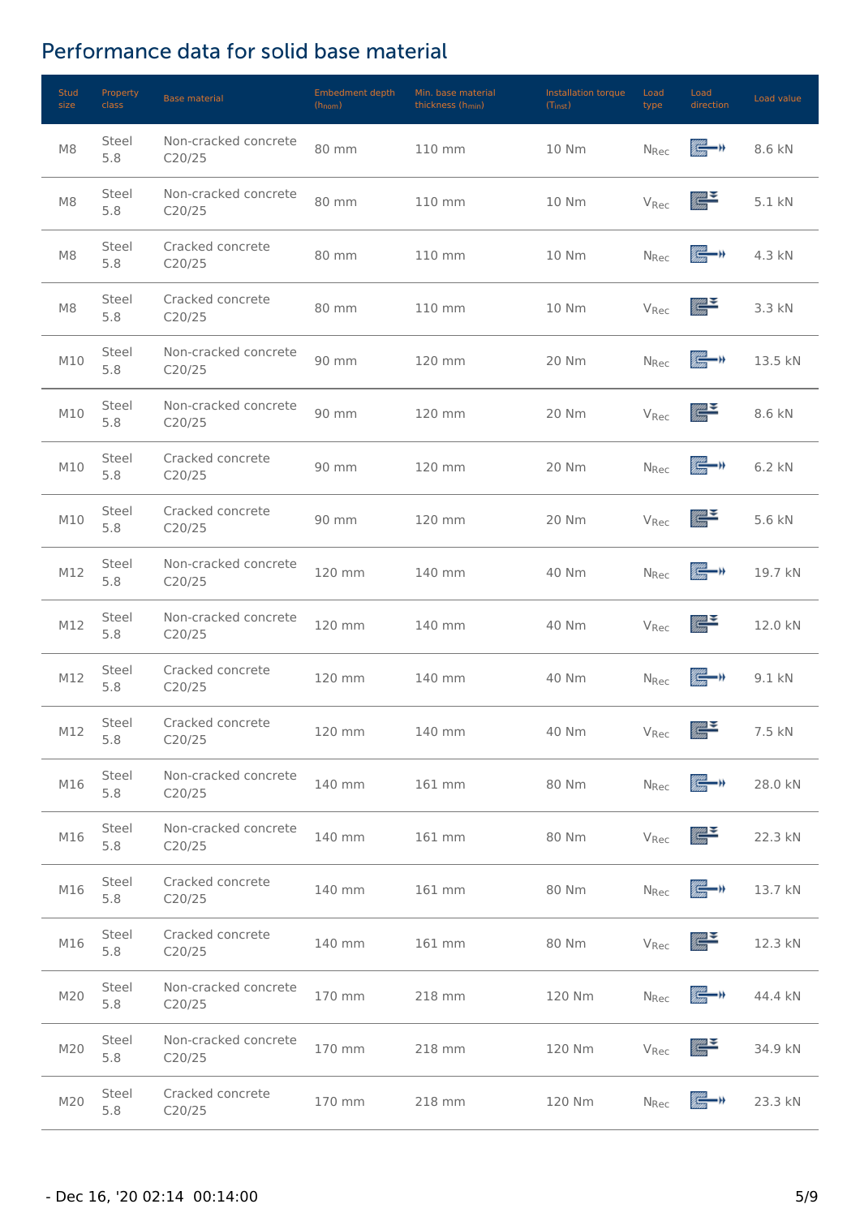# Performance data for solid base material

| Stud size | Property class | Base material | Embedment depth ($h_{nom}$) | Min. base material thickness ($h_{min}$) | Installation torque ($T_{inst}$) | Load type | Load direction | Load value |
|---|---|---|---|---|---|---|---|---|
| M8 | Steel 5.8 | Non-cracked concrete C20/25 | 80 mm | 110 mm | 10 Nm | $N_{Rec}$ | | 8.6 kN |
| M8 | Steel 5.8 | Non-cracked concrete C20/25 | 80 mm | 110 mm | 10 Nm | $V_{Rec}$ | | 5.1 kN |
| M8 | Steel 5.8 | Cracked concrete C20/25 | 80 mm | 110 mm | 10 Nm | $N_{Rec}$ | | 4.3 kN |
| M8 | Steel 5.8 | Cracked concrete C20/25 | 80 mm | 110 mm | 10 Nm | $V_{Rec}$ | | 3.3 kN |
| M10 | Steel 5.8 | Non-cracked concrete C20/25 | 90 mm | 120 mm | 20 Nm | $N_{Rec}$ | | 13.5 kN |
| M10 | Steel 5.8 | Non-cracked concrete C20/25 | 90 mm | 120 mm | 20 Nm | $V_{Rec}$ | | 8.6 kN |
| M10 | Steel 5.8 | Cracked concrete C20/25 | 90 mm | 120 mm | 20 Nm | $N_{Rec}$ | | 6.2 kN |
| M10 | Steel 5.8 | Cracked concrete C20/25 | 90 mm | 120 mm | 20 Nm | $V_{Rec}$ | | 5.6 kN |
| M12 | Steel 5.8 | Non-cracked concrete C20/25 | 120 mm | 140 mm | 40 Nm | $N_{Rec}$ | | 19.7 kN |
| M12 | Steel 5.8 | Non-cracked concrete C20/25 | 120 mm | 140 mm | 40 Nm | $V_{Rec}$ | | 12.0 kN |
| M12 | Steel 5.8 | Cracked concrete C20/25 | 120 mm | 140 mm | 40 Nm | $N_{Rec}$ | | 9.1 kN |
| M12 | Steel 5.8 | Cracked concrete C20/25 | 120 mm | 140 mm | 40 Nm | $V_{Rec}$ | | 7.5 kN |
| M16 | Steel 5.8 | Non-cracked concrete C20/25 | 140 mm | 161 mm | 80 Nm | $N_{Rec}$ | | 28.0 kN |
| M16 | Steel 5.8 | Non-cracked concrete C20/25 | 140 mm | 161 mm | 80 Nm | $V_{Rec}$ | | 22.3 kN |
| M16 | Steel 5.8 | Cracked concrete C20/25 | 140 mm | 161 mm | 80 Nm | $N_{Rec}$ | | 13.7 kN |
| M16 | Steel 5.8 | Cracked concrete C20/25 | 140 mm | 161 mm | 80 Nm | $V_{Rec}$ | | 12.3 kN |
| M20 | Steel 5.8 | Non-cracked concrete C20/25 | 170 mm | 218 mm | 120 Nm | $N_{Rec}$ | | 44.4 kN |
| M20 | Steel 5.8 | Non-cracked concrete C20/25 | 170 mm | 218 mm | 120 Nm | $V_{Rec}$ | | 34.9 kN |
| M20 | Steel 5.8 | Cracked concrete C20/25 | 170 mm | 218 mm | 120 Nm | $N_{Rec}$ | | 23.3 kN |

- Dec 16, '20 02:14 00:14:00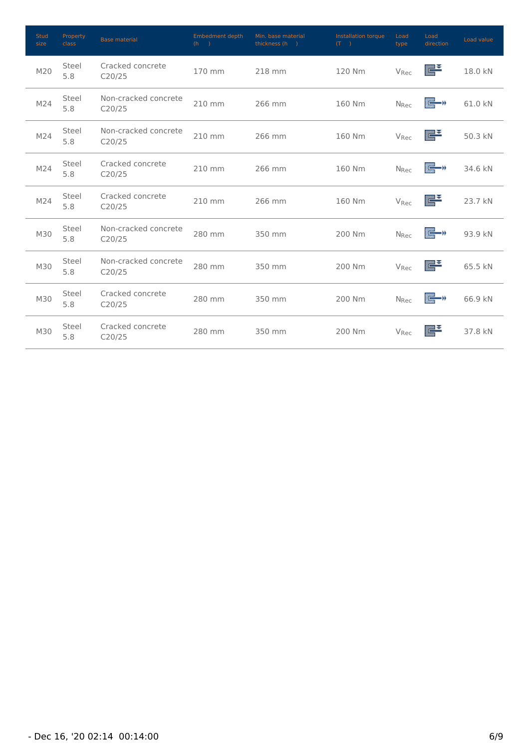| Stud size | Property class | Base material | Embedment depth (h ) | Min. base material thickness (h ) | Installation torque (T ) | Load type | Load direction | Load value |
|---|---|---|---|---|---|---|---|---|
| M20 | Steel 5.8 | Cracked concrete C20/25 | 170 mm | 218 mm | 120 Nm | $V_{Rec}$ | | 18.0 kN |
| M24 | Steel 5.8 | Non-cracked concrete C20/25 | 210 mm | 266 mm | 160 Nm | $N_{Rec}$ | | 61.0 kN |
| M24 | Steel 5.8 | Non-cracked concrete C20/25 | 210 mm | 266 mm | 160 Nm | $V_{Rec}$ | | 50.3 kN |
| M24 | Steel 5.8 | Cracked concrete C20/25 | 210 mm | 266 mm | 160 Nm | $N_{Rec}$ | | 34.6 kN |
| M24 | Steel 5.8 | Cracked concrete C20/25 | 210 mm | 266 mm | 160 Nm | $V_{Rec}$ | | 23.7 kN |
| M30 | Steel 5.8 | Non-cracked concrete C20/25 | 280 mm | 350 mm | 200 Nm | $N_{Rec}$ | | 93.9 kN |
| M30 | Steel 5.8 | Non-cracked concrete C20/25 | 280 mm | 350 mm | 200 Nm | $V_{Rec}$ | | 65.5 kN |
| M30 | Steel 5.8 | Cracked concrete C20/25 | 280 mm | 350 mm | 200 Nm | $N_{Rec}$ | | 66.9 kN |
| M30 | Steel 5.8 | Cracked concrete C20/25 | 280 mm | 350 mm | 200 Nm | $V_{Rec}$ | | 37.8 kN |

- Dec 16, '20 02:14 00:14:00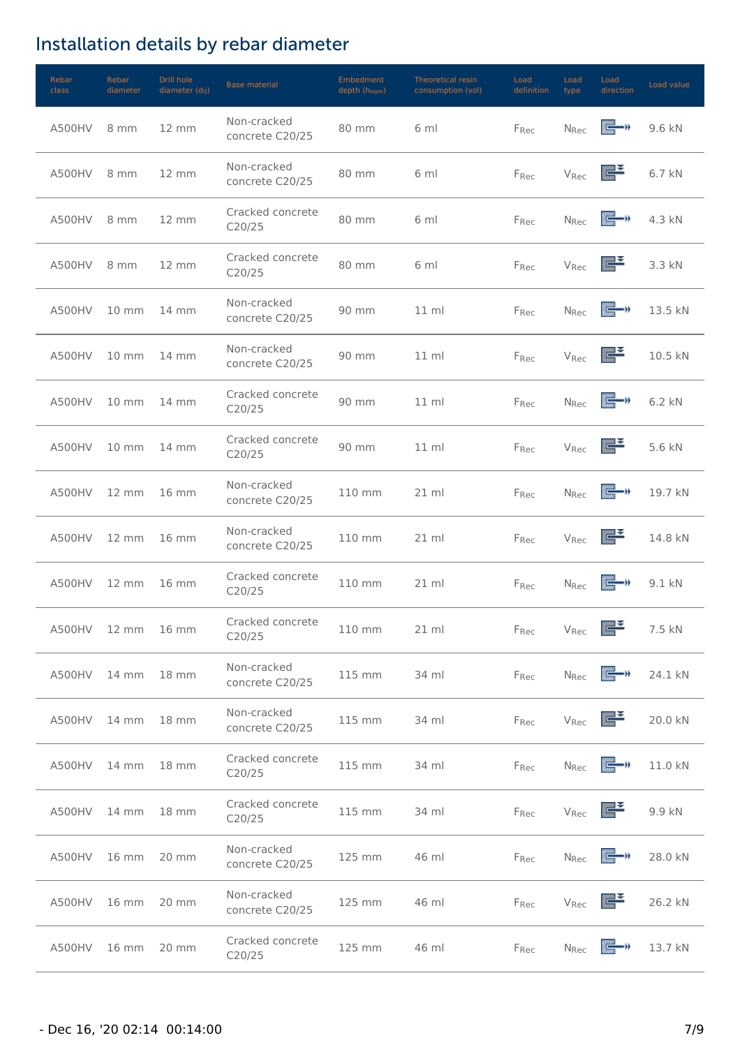# Installation details by rebar diameter

| Rebar class | Rebar diameter | Drill hole diameter ($d_0$) | Base material | Embedment depth ($h_{nom}$) | Theoretical resin consumption (vol) | Load definition | Load type | Load direction | Load value |
|---|---|---|---|---|---|---|---|---|---|
| A500HV | 8 mm | 12 mm | Non-cracked concrete C20/25 | 80 mm | 6 ml | $F_{Rec}$ | $N_{Rec}$ | | 9.6 kN |
| A500HV | 8 mm | 12 mm | Non-cracked concrete C20/25 | 80 mm | 6 ml | $F_{Rec}$ | $V_{Rec}$ | | 6.7 kN |
| A500HV | 8 mm | 12 mm | Cracked concrete C20/25 | 80 mm | 6 ml | $F_{Rec}$ | $N_{Rec}$ | | 4.3 kN |
| A500HV | 8 mm | 12 mm | Cracked concrete C20/25 | 80 mm | 6 ml | $F_{Rec}$ | $V_{Rec}$ | | 3.3 kN |
| A500HV | 10 mm | 14 mm | Non-cracked concrete C20/25 | 90 mm | 11 ml | $F_{Rec}$ | $N_{Rec}$ | | 13.5 kN |
| A500HV | 10 mm | 14 mm | Non-cracked concrete C20/25 | 90 mm | 11 ml | $F_{Rec}$ | $V_{Rec}$ | | 10.5 kN |
| A500HV | 10 mm | 14 mm | Cracked concrete C20/25 | 90 mm | 11 ml | $F_{Rec}$ | $N_{Rec}$ | | 6.2 kN |
| A500HV | 10 mm | 14 mm | Cracked concrete C20/25 | 90 mm | 11 ml | $F_{Rec}$ | $V_{Rec}$ | | 5.6 kN |
| A500HV | 12 mm | 16 mm | Non-cracked concrete C20/25 | 110 mm | 21 ml | $F_{Rec}$ | $N_{Rec}$ | | 19.7 kN |
| A500HV | 12 mm | 16 mm | Non-cracked concrete C20/25 | 110 mm | 21 ml | $F_{Rec}$ | $V_{Rec}$ | | 14.8 kN |
| A500HV | 12 mm | 16 mm | Cracked concrete C20/25 | 110 mm | 21 ml | $F_{Rec}$ | $N_{Rec}$ | | 9.1 kN |
| A500HV | 12 mm | 16 mm | Cracked concrete C20/25 | 110 mm | 21 ml | $F_{Rec}$ | $V_{Rec}$ | | 7.5 kN |
| A500HV | 14 mm | 18 mm | Non-cracked concrete C20/25 | 115 mm | 34 ml | $F_{Rec}$ | $N_{Rec}$ | | 24.1 kN |
| A500HV | 14 mm | 18 mm | Non-cracked concrete C20/25 | 115 mm | 34 ml | $F_{Rec}$ | $V_{Rec}$ | | 20.0 kN |
| A500HV | 14 mm | 18 mm | Cracked concrete C20/25 | 115 mm | 34 ml | $F_{Rec}$ | $N_{Rec}$ | | 11.0 kN |
| A500HV | 14 mm | 18 mm | Cracked concrete C20/25 | 115 mm | 34 ml | $F_{Rec}$ | $V_{Rec}$ | | 9.9 kN |
| A500HV | 16 mm | 20 mm | Non-cracked concrete C20/25 | 125 mm | 46 ml | $F_{Rec}$ | $N_{Rec}$ | | 28.0 kN |
| A500HV | 16 mm | 20 mm | Non-cracked concrete C20/25 | 125 mm | 46 ml | $F_{Rec}$ | $V_{Rec}$ | | 26.2 kN |
| A500HV | 16 mm | 20 mm | Cracked concrete C20/25 | 125 mm | 46 ml | $F_{Rec}$ | $N_{Rec}$ | | 13.7 kN |

- Dec 16, '20 02:14 00:14:00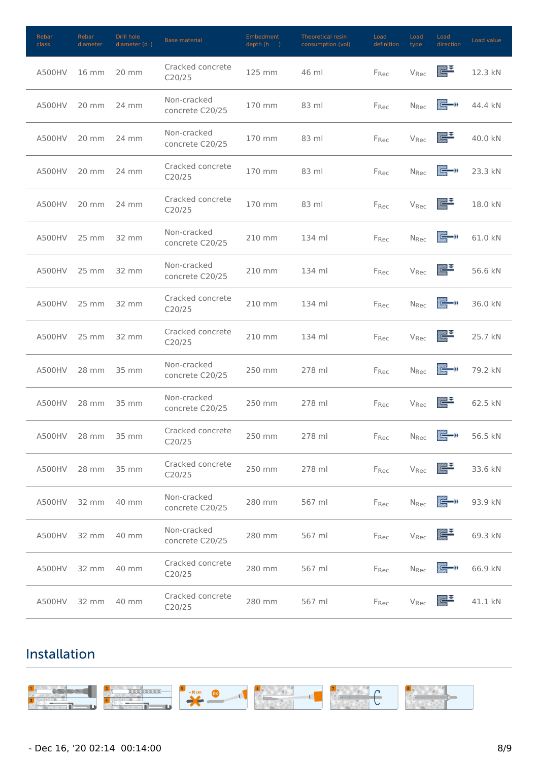| Rebar class | Rebar diameter | Drill hole diameter (d ) | Base material | Embedment depth (h ) | Theoretical resin consumption (vol) | Load definition | Load type | Load direction | Load value |
|---|---|---|---|---|---|---|---|---|---|
| A500HV | 16 mm | 20 mm | Cracked concrete C20/25 | 125 mm | 46 ml | $F_{Rec}$ | $V_{Rec}$ | | 12.3 kN |
| A500HV | 20 mm | 24 mm | Non-cracked concrete C20/25 | 170 mm | 83 ml | $F_{Rec}$ | $N_{Rec}$ | | 44.4 kN |
| A500HV | 20 mm | 24 mm | Non-cracked concrete C20/25 | 170 mm | 83 ml | $F_{Rec}$ | $V_{Rec}$ | | 40.0 kN |
| A500HV | 20 mm | 24 mm | Cracked concrete C20/25 | 170 mm | 83 ml | $F_{Rec}$ | $N_{Rec}$ | | 23.3 kN |
| A500HV | 20 mm | 24 mm | Cracked concrete C20/25 | 170 mm | 83 ml | $F_{Rec}$ | $V_{Rec}$ | | 18.0 kN |
| A500HV | 25 mm | 32 mm | Non-cracked concrete C20/25 | 210 mm | 134 ml | $F_{Rec}$ | $N_{Rec}$ | | 61.0 kN |
| A500HV | 25 mm | 32 mm | Non-cracked concrete C20/25 | 210 mm | 134 ml | $F_{Rec}$ | $V_{Rec}$ | | 56.6 kN |
| A500HV | 25 mm | 32 mm | Cracked concrete C20/25 | 210 mm | 134 ml | $F_{Rec}$ | $N_{Rec}$ | | 36.0 kN |
| A500HV | 25 mm | 32 mm | Cracked concrete C20/25 | 210 mm | 134 ml | $F_{Rec}$ | $V_{Rec}$ | | 25.7 kN |
| A500HV | 28 mm | 35 mm | Non-cracked concrete C20/25 | 250 mm | 278 ml | $F_{Rec}$ | $N_{Rec}$ | | 79.2 kN |
| A500HV | 28 mm | 35 mm | Non-cracked concrete C20/25 | 250 mm | 278 ml | $F_{Rec}$ | $V_{Rec}$ | | 62.5 kN |
| A500HV | 28 mm | 35 mm | Cracked concrete C20/25 | 250 mm | 278 ml | $F_{Rec}$ | $N_{Rec}$ | | 56.5 kN |
| A500HV | 28 mm | 35 mm | Cracked concrete C20/25 | 250 mm | 278 ml | $F_{Rec}$ | $V_{Rec}$ | | 33.6 kN |
| A500HV | 32 mm | 40 mm | Non-cracked concrete C20/25 | 280 mm | 567 ml | $F_{Rec}$ | $N_{Rec}$ | | 93.9 kN |
| A500HV | 32 mm | 40 mm | Non-cracked concrete C20/25 | 280 mm | 567 ml | $F_{Rec}$ | $V_{Rec}$ | | 69.3 kN |
| A500HV | 32 mm | 40 mm | Cracked concrete C20/25 | 280 mm | 567 ml | $F_{Rec}$ | $N_{Rec}$ | | 66.9 kN |
| A500HV | 32 mm | 40 mm | Cracked concrete C20/25 | 280 mm | 567 ml | $F_{Rec}$ | $V_{Rec}$ | | 41.1 kN |

## Installation

- Dec 16, '20 02:14 00:14:00